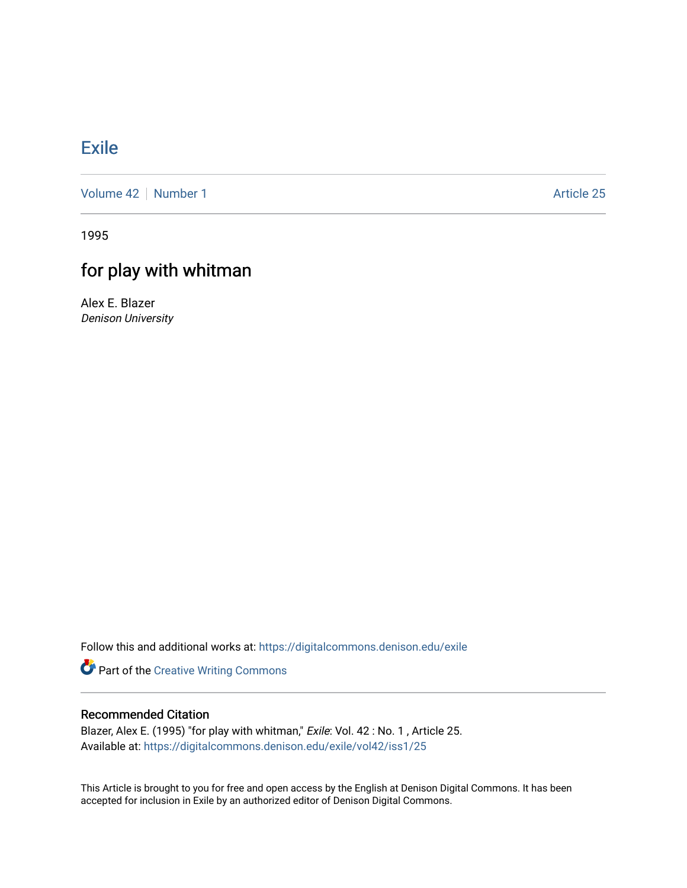# Exile

Volume 42 | Number 1 Article 25

1995

## for play with whitman

Alex E. Blazer
*Denison University*

Follow this and additional works at: https://digitalcommons.denison.edu/exile

Part of the Creative Writing Commons

### Recommended Citation

Blazer, Alex E. (1995) "for play with whitman," *Exile*: Vol. 42 : No. 1 , Article 25.
Available at: https://digitalcommons.denison.edu/exile/vol42/iss1/25

This Article is brought to you for free and open access by the English at Denison Digital Commons. It has been accepted for inclusion in Exile by an authorized editor of Denison Digital Commons.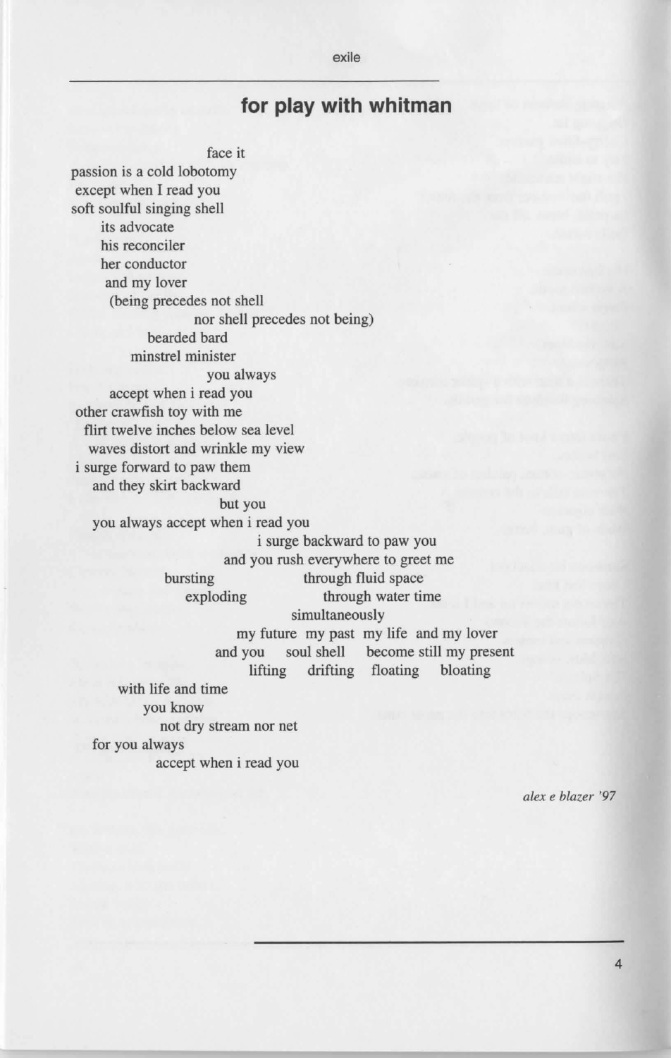## for play with whitman

face it
passion is a cold lobotomy
except when I read you
soft soulful singing shell
its advocate
his reconciler
her conductor
and my lover
(being precedes not shell
nor shell precedes not being)
bearded bard
minstrel minister
you always
accept when i read you
other crawfish toy with me
flirt twelve inches below sea level
waves distort and wrinkle my view
i surge forward to paw them
and they skirt backward
but you
you always accept when i read you
i surge backward to paw you
and you rush everywhere to greet me
bursting through fluid space
exploding through water time
simultaneously
my future my past my life and my lover
and you soul shell become still my present
lifting drifting floating bloating
with life and time
you know
not dry stream nor net
for you always
accept when i read you

*alex e blazer '97*